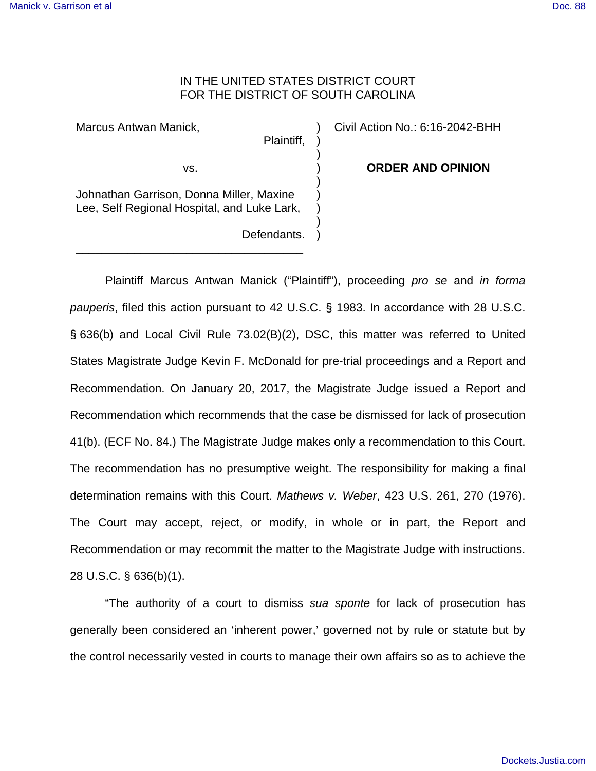IN THE UNITED STATES DISTRICT COURT
FOR THE DISTRICT OF SOUTH CAROLINA

| | | |
|---|---|---|
| Marcus Antwan Manick, Plaintiff, | ) | Civil Action No.: 6:16-2042-BHH |
| vs. | ) | **ORDER AND OPINION** |
| Johnathan Garrison, Donna Miller, Maxine Lee, Self Regional Hospital, and Luke Lark, Defendants. | ) | |

Plaintiff Marcus Antwan Manick ("Plaintiff"), proceeding *pro se* and *in forma pauperis*, filed this action pursuant to 42 U.S.C. § 1983. In accordance with 28 U.S.C. § 636(b) and Local Civil Rule 73.02(B)(2), DSC, this matter was referred to United States Magistrate Judge Kevin F. McDonald for pre-trial proceedings and a Report and Recommendation. On January 20, 2017, the Magistrate Judge issued a Report and Recommendation which recommends that the case be dismissed for lack of prosecution 41(b). (ECF No. 84.) The Magistrate Judge makes only a recommendation to this Court. The recommendation has no presumptive weight. The responsibility for making a final determination remains with this Court. *Mathews v. Weber*, 423 U.S. 261, 270 (1976). The Court may accept, reject, or modify, in whole or in part, the Report and Recommendation or may recommit the matter to the Magistrate Judge with instructions. 28 U.S.C. § 636(b)(1).

"The authority of a court to dismiss *sua sponte* for lack of prosecution has generally been considered an 'inherent power,' governed not by rule or statute but by the control necessarily vested in courts to manage their own affairs so as to achieve the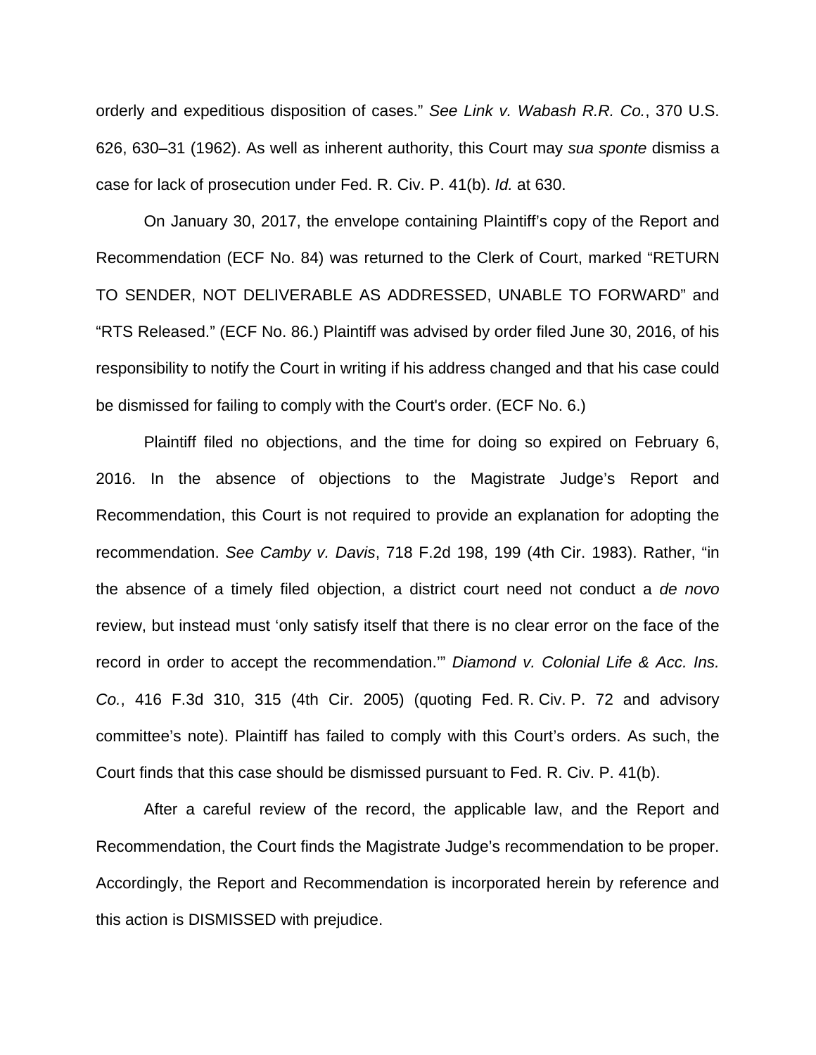orderly and expeditious disposition of cases." *See Link v. Wabash R.R. Co.*, 370 U.S. 626, 630–31 (1962). As well as inherent authority, this Court may *sua sponte* dismiss a case for lack of prosecution under Fed. R. Civ. P. 41(b). *Id.* at 630.

On January 30, 2017, the envelope containing Plaintiff's copy of the Report and Recommendation (ECF No. 84) was returned to the Clerk of Court, marked "RETURN TO SENDER, NOT DELIVERABLE AS ADDRESSED, UNABLE TO FORWARD" and "RTS Released." (ECF No. 86.) Plaintiff was advised by order filed June 30, 2016, of his responsibility to notify the Court in writing if his address changed and that his case could be dismissed for failing to comply with the Court's order. (ECF No. 6.)

Plaintiff filed no objections, and the time for doing so expired on February 6, 2016. In the absence of objections to the Magistrate Judge's Report and Recommendation, this Court is not required to provide an explanation for adopting the recommendation. *See Camby v. Davis*, 718 F.2d 198, 199 (4th Cir. 1983). Rather, "in the absence of a timely filed objection, a district court need not conduct a *de novo* review, but instead must 'only satisfy itself that there is no clear error on the face of the record in order to accept the recommendation.'" *Diamond v. Colonial Life & Acc. Ins. Co.*, 416 F.3d 310, 315 (4th Cir. 2005) (quoting Fed. R. Civ. P. 72 and advisory committee's note). Plaintiff has failed to comply with this Court's orders. As such, the Court finds that this case should be dismissed pursuant to Fed. R. Civ. P. 41(b).

After a careful review of the record, the applicable law, and the Report and Recommendation, the Court finds the Magistrate Judge's recommendation to be proper. Accordingly, the Report and Recommendation is incorporated herein by reference and this action is DISMISSED with prejudice.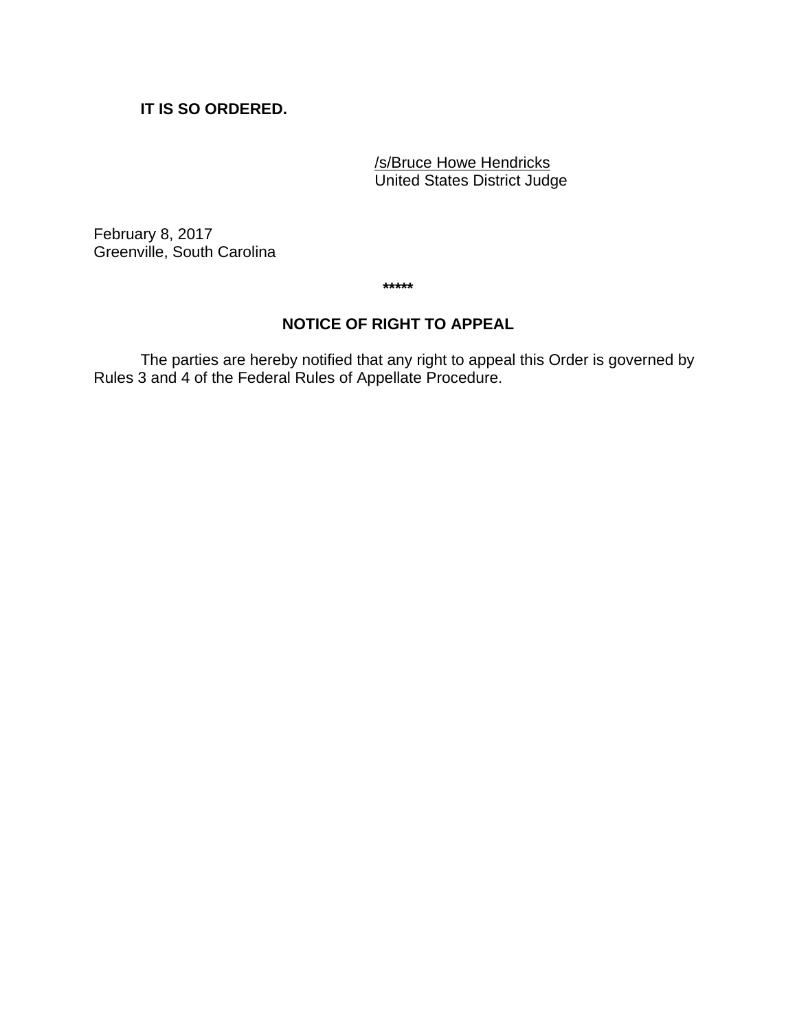**IT IS SO ORDERED.**

/s/Bruce Howe Hendricks
United States District Judge

February 8, 2017
Greenville, South Carolina

**\*\*\*\*\***

**NOTICE OF RIGHT TO APPEAL**

The parties are hereby notified that any right to appeal this Order is governed by Rules 3 and 4 of the Federal Rules of Appellate Procedure.